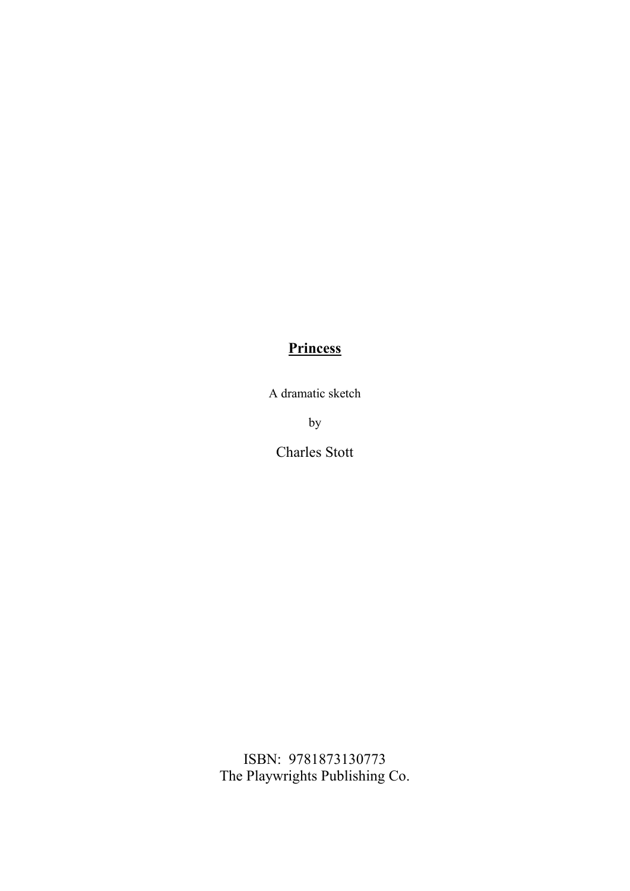# **Princess**

A dramatic sketch

by

Charles Stott

ISBN: 9781873130773
The Playwrights Publishing Co.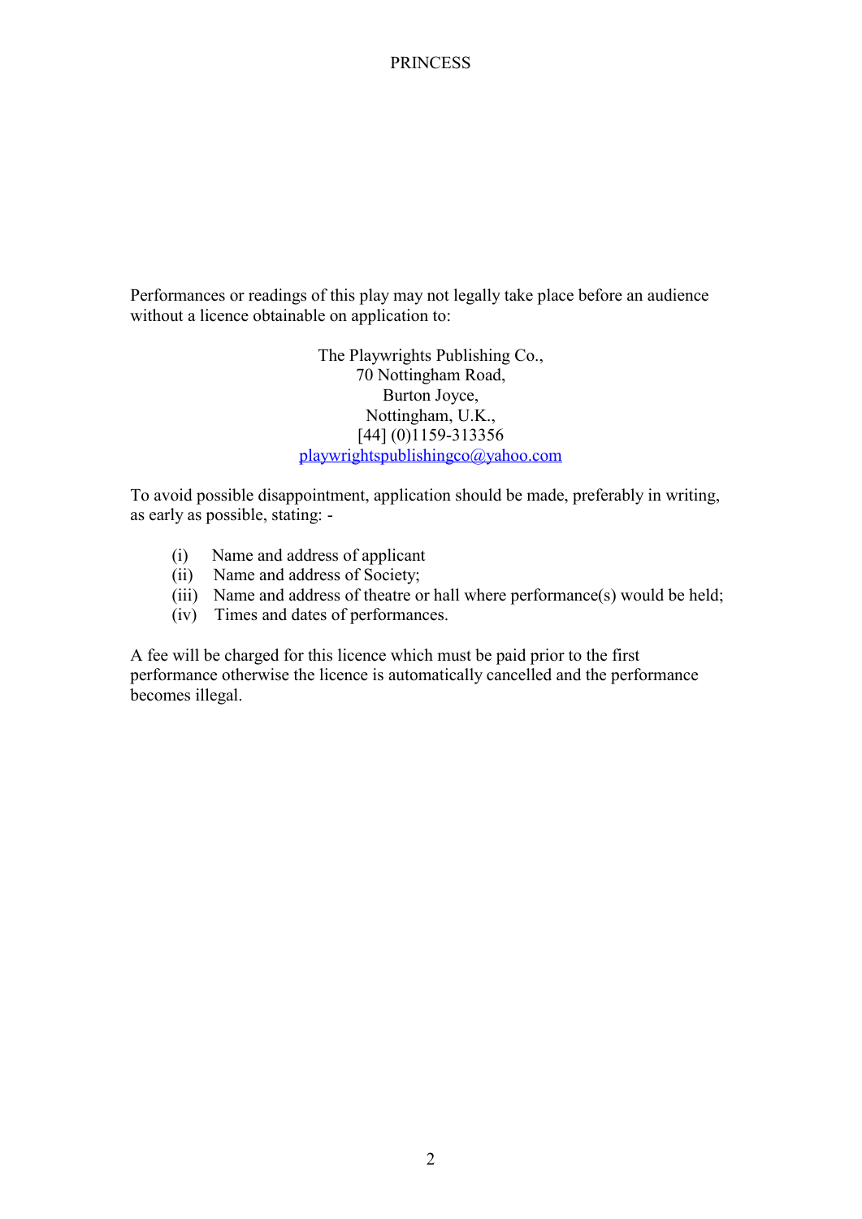Performances or readings of this play may not legally take place before an audience without a licence obtainable on application to:

The Playwrights Publishing Co.,
70 Nottingham Road,
Burton Joyce,
Nottingham, U.K.,
[44] (0)1159-313356
playwrightspublishingco@yahoo.com

To avoid possible disappointment, application should be made, preferably in writing, as early as possible, stating: -

(i) Name and address of applicant
(ii) Name and address of Society;
(iii) Name and address of theatre or hall where performance(s) would be held;
(iv) Times and dates of performances.

A fee will be charged for this licence which must be paid prior to the first performance otherwise the licence is automatically cancelled and the performance becomes illegal.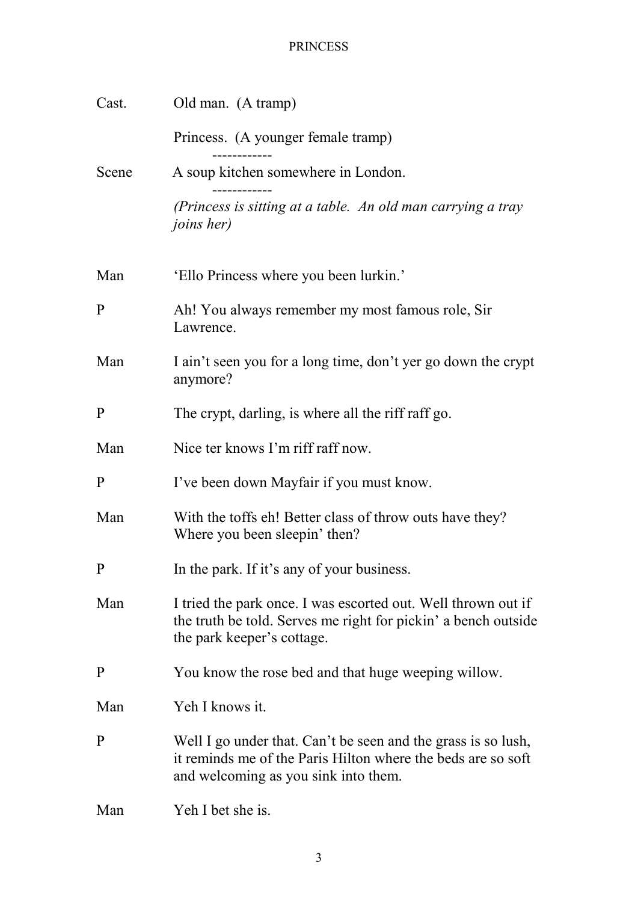| | |
|---|---|
| Cast. | Old man. (A tramp) |
| | Princess. (A younger female tramp) |

------------

| | |
|---|---|
| Scene | A soup kitchen somewhere in London. |

------------

*(Princess is sitting at a table. An old man carrying a tray joins her)*

| | |
|---|---|
| Man | 'Ello Princess where you been lurkin.' |
| P | Ah! You always remember my most famous role, Sir Lawrence. |
| Man | I ain't seen you for a long time, don't yer go down the crypt anymore? |
| P | The crypt, darling, is where all the riff raff go. |
| Man | Nice ter knows I'm riff raff now. |
| P | I've been down Mayfair if you must know. |
| Man | With the toffs eh! Better class of throw outs have they? Where you been sleepin' then? |
| P | In the park. If it's any of your business. |
| Man | I tried the park once. I was escorted out. Well thrown out if the truth be told. Serves me right for pickin' a bench outside the park keeper's cottage. |
| P | You know the rose bed and that huge weeping willow. |
| Man | Yeh I knows it. |
| P | Well I go under that. Can't be seen and the grass is so lush, it reminds me of the Paris Hilton where the beds are so soft and welcoming as you sink into them. |
| Man | Yeh I bet she is. |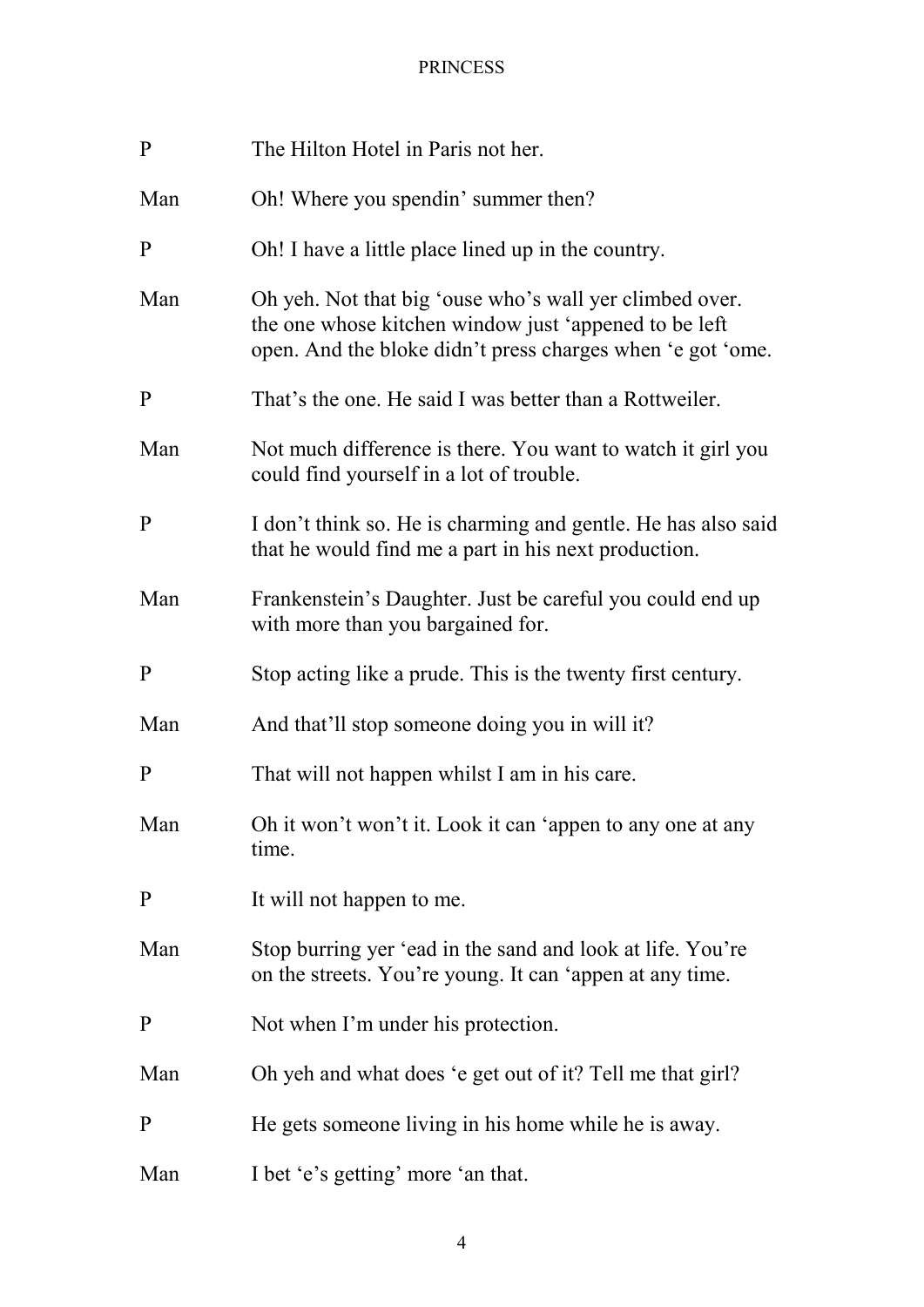| | |
|---|---|
| P | The Hilton Hotel in Paris not her. |
| Man | Oh! Where you spendin' summer then? |
| P | Oh! I have a little place lined up in the country. |
| Man | Oh yeh. Not that big 'ouse who's wall yer climbed over. the one whose kitchen window just 'appened to be left open. And the bloke didn't press charges when 'e got 'ome. |
| P | That's the one. He said I was better than a Rottweiler. |
| Man | Not much difference is there. You want to watch it girl you could find yourself in a lot of trouble. |
| P | I don't think so. He is charming and gentle. He has also said that he would find me a part in his next production. |
| Man | Frankenstein's Daughter. Just be careful you could end up with more than you bargained for. |
| P | Stop acting like a prude. This is the twenty first century. |
| Man | And that'll stop someone doing you in will it? |
| P | That will not happen whilst I am in his care. |
| Man | Oh it won't won't it. Look it can 'appen to any one at any time. |
| P | It will not happen to me. |
| Man | Stop burring yer 'ead in the sand and look at life. You're on the streets. You're young. It can 'appen at any time. |
| P | Not when I'm under his protection. |
| Man | Oh yeh and what does 'e get out of it? Tell me that girl? |
| P | He gets someone living in his home while he is away. |
| Man | I bet 'e's getting' more 'an that. |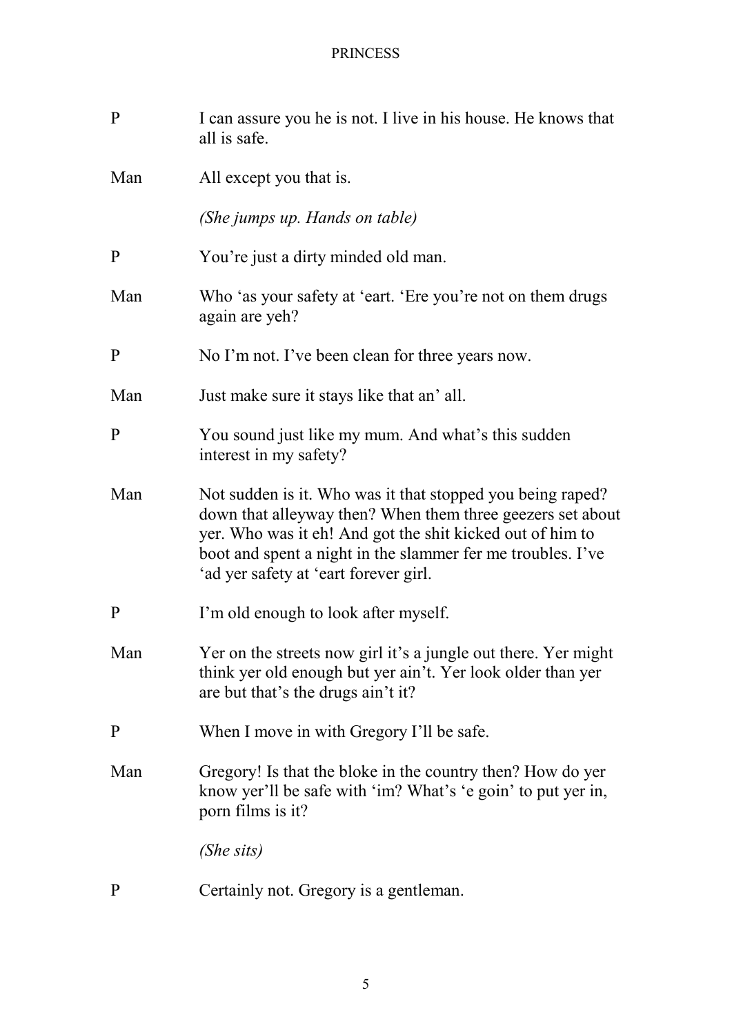P I can assure you he is not. I live in his house. He knows that all is safe.

Man All except you that is.

*(She jumps up. Hands on table)*

P You're just a dirty minded old man.

Man Who 'as your safety at 'eart. 'Ere you're not on them drugs again are yeh?

P No I'm not. I've been clean for three years now.

Man Just make sure it stays like that an' all.

P You sound just like my mum. And what's this sudden interest in my safety?

Man Not sudden is it. Who was it that stopped you being raped? down that alleyway then? When them three geezers set about yer. Who was it eh! And got the shit kicked out of him to boot and spent a night in the slammer fer me troubles. I've 'ad yer safety at 'eart forever girl.

P I'm old enough to look after myself.

Man Yer on the streets now girl it's a jungle out there. Yer might think yer old enough but yer ain't. Yer look older than yer are but that's the drugs ain't it?

P When I move in with Gregory I'll be safe.

Man Gregory! Is that the bloke in the country then? How do yer know yer'll be safe with 'im? What's 'e goin' to put yer in, porn films is it?

*(She sits)*

P Certainly not. Gregory is a gentleman.